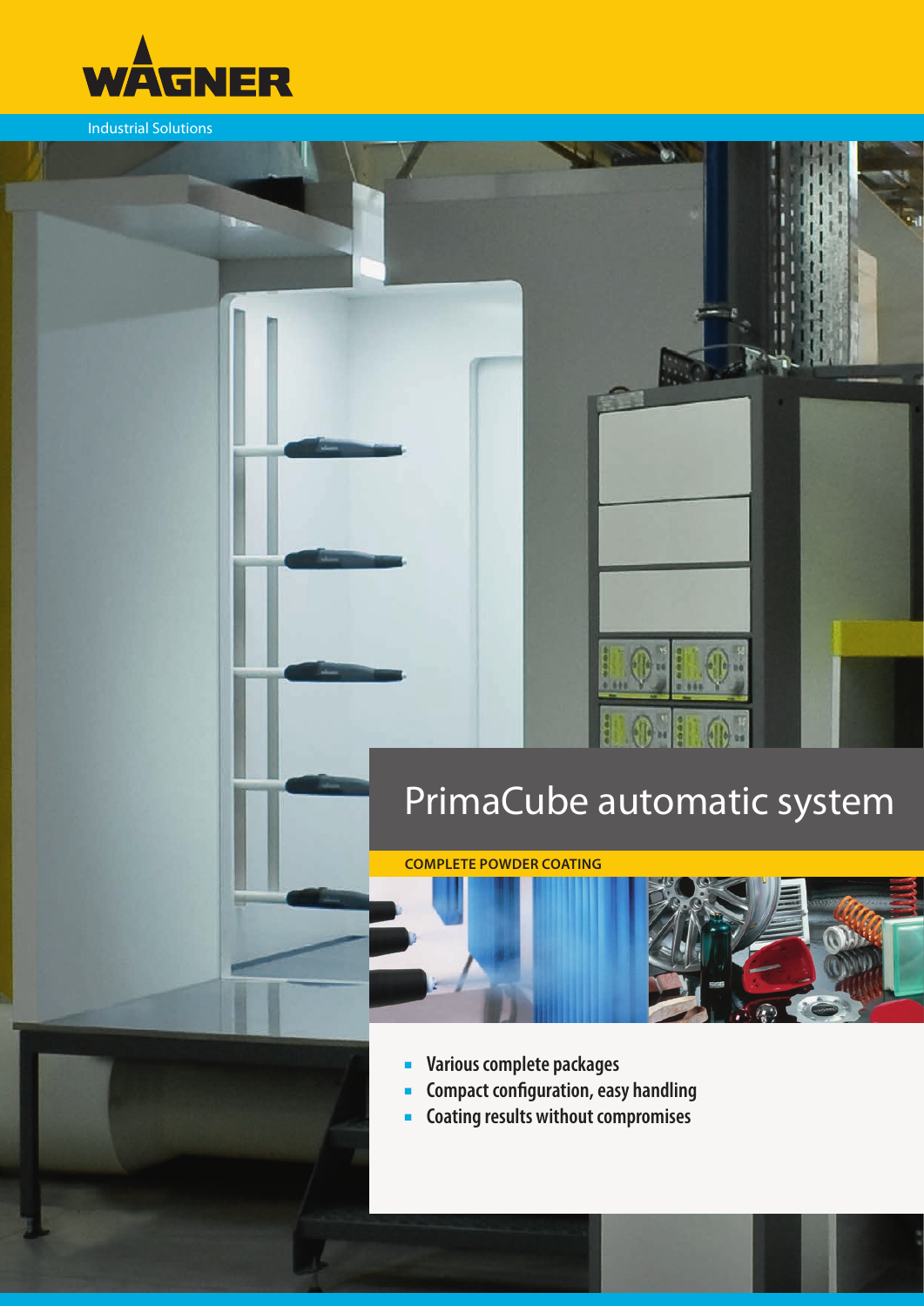WAGNER

Industrial Solutions

# PrimaCube automatic system

**COMPLETE POWDER COATING**

- **Various complete packages**
- **Compact configuration, easy handling**
- **Coating results without compromises**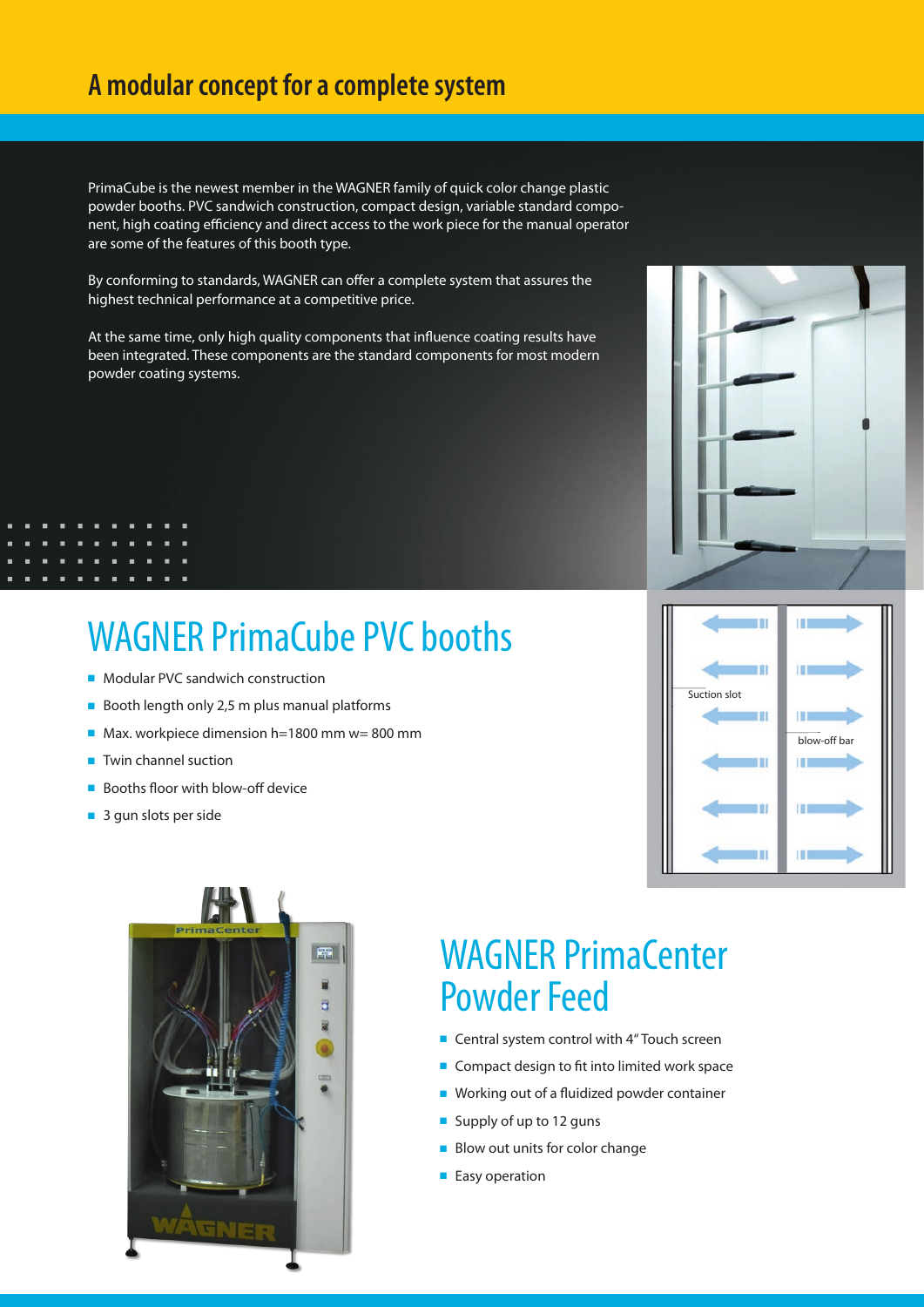## A modular concept for a complete system

PrimaCube is the newest member in the WAGNER family of quick color change plastic powder booths. PVC sandwich construction, compact design, variable standard component, high coating efficiency and direct access to the work piece for the manual operator are some of the features of this booth type.

By conforming to standards, WAGNER can offer a complete system that assures the highest technical performance at a competitive price.

At the same time, only high quality components that influence coating results have been integrated. These components are the standard components for most modern powder coating systems.

Suction slot

blow-off bar

# WAGNER PrimaCube PVC booths

- Modular PVC sandwich construction
- Booth length only 2,5 m plus manual platforms
- Max. workpiece dimension h=1800 mm w= 800 mm
- Twin channel suction
- Booths floor with blow-off device
- 3 gun slots per side

# WAGNER PrimaCenter Powder Feed

- Central system control with 4" Touch screen
- Compact design to fit into limited work space
- Working out of a fluidized powder container
- Supply of up to 12 guns
- Blow out units for color change
- Easy operation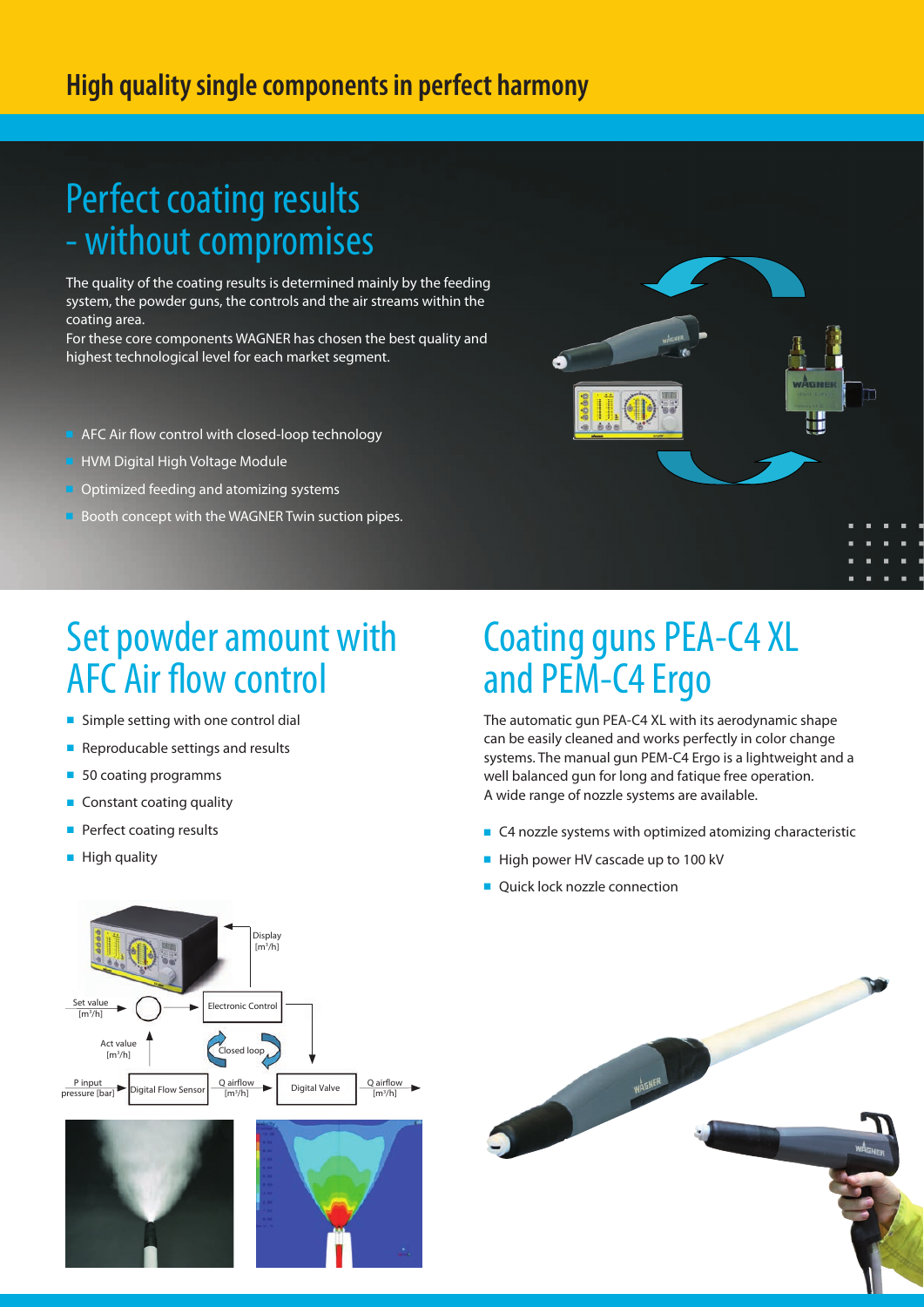## High quality single components in perfect harmony

# Perfect coating results - without compromises

The quality of the coating results is determined mainly by the feeding system, the powder guns, the controls and the air streams within the coating area.
For these core components WAGNER has chosen the best quality and highest technological level for each market segment.

- AFC Air flow control with closed-loop technology
- HVM Digital High Voltage Module
- Optimized feeding and atomizing systems
- Booth concept with the WAGNER Twin suction pipes.

# Set powder amount with AFC Air flow control

- Simple setting with one control dial
- Reproducable settings and results
- 50 coating programms
- Constant coating quality
- Perfect coating results
- High quality

Display [m³/h]

Set value [m³/h]

Electronic Control

Act value [m³/h]

Closed loop

P input pressure [bar]

Digital Flow Sensor

Q airflow [m³/h]

Digital Valve

Q airflow [m³/h]

# Coating guns PEA-C4 XL and PEM-C4 Ergo

The automatic gun PEA-C4 XL with its aerodynamic shape can be easily cleaned and works perfectly in color change systems. The manual gun PEM-C4 Ergo is a lightweight and a well balanced gun for long and fatique free operation.
A wide range of nozzle systems are available.

- C4 nozzle systems with optimized atomizing characteristic
- High power HV cascade up to 100 kV
- Quick lock nozzle connection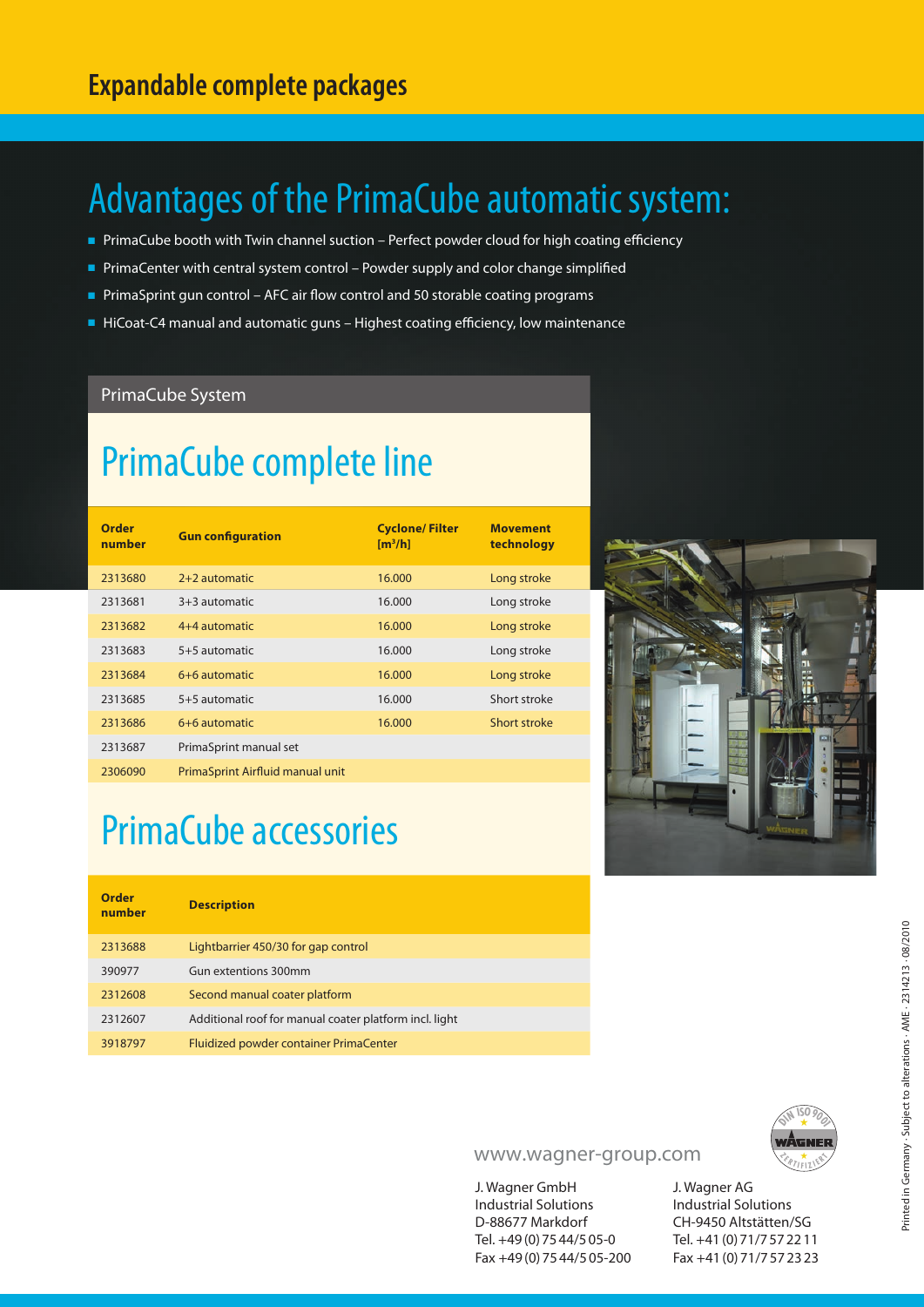# Expandable complete packages

## Advantages of the PrimaCube automatic system:

- PrimaCube booth with Twin channel suction – Perfect powder cloud for high coating efficiency
- PrimaCenter with central system control – Powder supply and color change simplified
- PrimaSprint gun control – AFC air flow control and 50 storable coating programs
- HiCoat-C4 manual and automatic guns – Highest coating efficiency, low maintenance

PrimaCube System

## PrimaCube complete line

| Order number | Gun configuration | Cyclone/ Filter [m³/h] | Movement technology |
|---|---|---|---|
| 2313680 | 2+2 automatic | 16.000 | Long stroke |
| 2313681 | 3+3 automatic | 16.000 | Long stroke |
| 2313682 | 4+4 automatic | 16.000 | Long stroke |
| 2313683 | 5+5 automatic | 16.000 | Long stroke |
| 2313684 | 6+6 automatic | 16.000 | Long stroke |
| 2313685 | 5+5 automatic | 16.000 | Short stroke |
| 2313686 | 6+6 automatic | 16.000 | Short stroke |
| 2313687 | PrimaSprint manual set | | |
| 2306090 | PrimaSprint Airfluid manual unit | | |

## PrimaCube accessories

| Order number | Description |
|---|---|
| 2313688 | Lightbarrier 450/30 for gap control |
| 390977 | Gun extentions 300mm |
| 2312608 | Second manual coater platform |
| 2312607 | Additional roof for manual coater platform incl. light |
| 3918797 | Fluidized powder container PrimaCenter |

www.wagner-group.com

J. Wagner GmbH
Industrial Solutions
D-88677 Markdorf
Tel. +49 (0) 75 44/5 05-0
Fax +49 (0) 75 44/5 05-200

J. Wagner AG
Industrial Solutions
CH-9450 Altstätten/SG
Tel. +41 (0) 71/7 57 22 11
Fax +41 (0) 71/7 57 23 23

Printed in Germany · Subject to alterations · AME · 2314213 · 08/2010